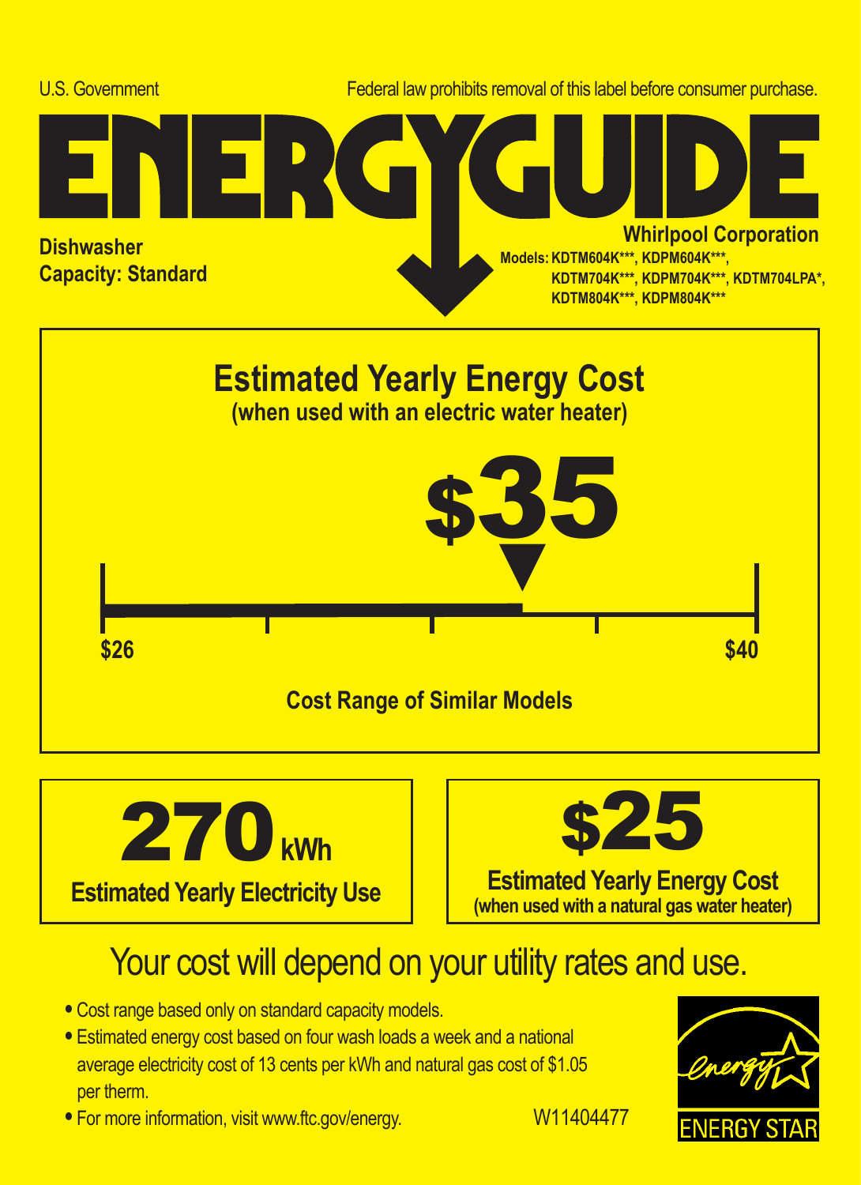U.S. Government

Federal law prohibits removal of this label before consumer purchase.

# ENERGYGUIDE

**Dishwasher**
**Capacity: Standard**

**Whirlpool Corporation**
**Models: KDTM604K***, KDPM604K***, KDTM704K***, KDPM704K***, KDTM704LPA*, KDTM804K***, KDPM804K*****

## Estimated Yearly Energy Cost
**(when used with an electric water heater)**

# $35

**$26** — **$40**

**Cost Range of Similar Models**

# 270 kWh
**Estimated Yearly Electricity Use**

# $25
**Estimated Yearly Energy Cost**
**(when used with a natural gas water heater)**

## Your cost will depend on your utility rates and use.

- Cost range based only on standard capacity models.
- Estimated energy cost based on four wash loads a week and a national average electricity cost of 13 cents per kWh and natural gas cost of $1.05 per therm.
- For more information, visit www.ftc.gov/energy.

W11404477

ENERGY STAR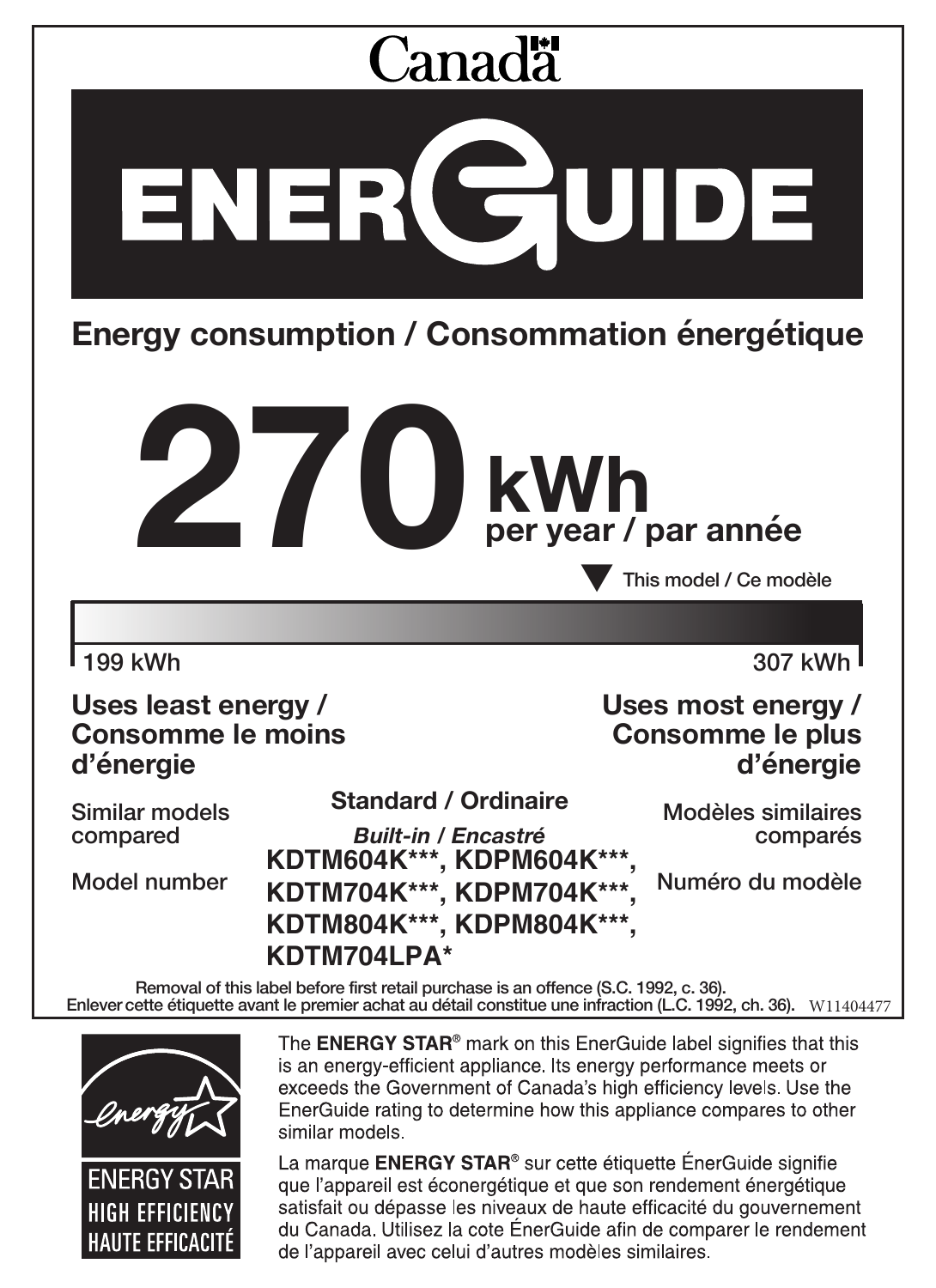Canada

# ENERGUIDE

## Energy consumption / Consommation énergétique

# 270 kWh

**per year / par année**

This model / Ce modèle

199 kWh

307 kWh

**Uses least energy / Consomme le moins d'énergie**

**Uses most energy / Consomme le plus d'énergie**

Similar models compared

**Standard / Ordinaire**

***Built-in* / *Encastré***

Modèles similaires comparés

Model number

**KDTM604K***, KDPM604K***, KDTM704K***, KDPM704K***, KDTM804K***, KDPM804K***, KDTM704LPA***

Numéro du modèle

**Removal of this label before first retail purchase is an offence (S.C. 1992, c. 36).**
**Enlever cette étiquette avant le premier achat au détail constitue une infraction (L.C. 1992, ch. 36).** W11404477

ENERGY STAR
HIGH EFFICIENCY
HAUTE EFFICACITÉ

The **ENERGY STAR**® mark on this EnerGuide label signifies that this is an energy-efficient appliance. Its energy performance meets or exceeds the Government of Canada's high efficiency levels. Use the EnerGuide rating to determine how this appliance compares to other similar models.

La marque **ENERGY STAR**® sur cette étiquette ÉnerGuide signifie que l'appareil est éconergétique et que son rendement énergétique satisfait ou dépasse les niveaux de haute efficacité du gouvernement du Canada. Utilisez la cote ÉnerGuide afin de comparer le rendement de l'appareil avec celui d'autres modèles similaires.